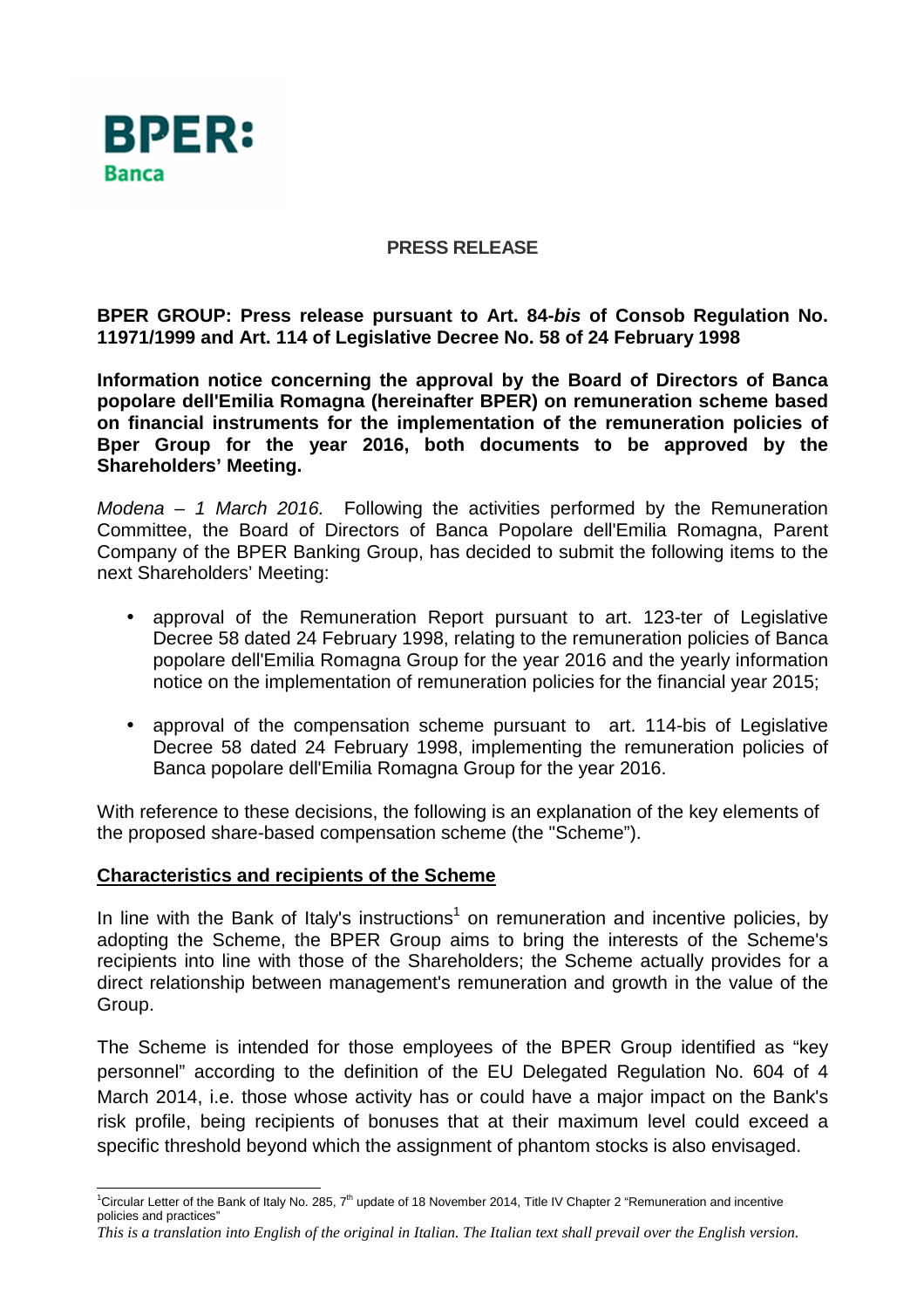BPER:
Banca

**PRESS RELEASE**

**BPER GROUP: Press release pursuant to Art. 84-*bis* of Consob Regulation No. 11971/1999 and Art. 114 of Legislative Decree No. 58 of 24 February 1998**

**Information notice concerning the approval by the Board of Directors of Banca popolare dell'Emilia Romagna (hereinafter BPER) on remuneration scheme based on financial instruments for the implementation of the remuneration policies of Bper Group for the year 2016, both documents to be approved by the Shareholders' Meeting.**

*Modena – 1 March 2016.* Following the activities performed by the Remuneration Committee, the Board of Directors of Banca Popolare dell'Emilia Romagna, Parent Company of the BPER Banking Group, has decided to submit the following items to the next Shareholders' Meeting:

- approval of the Remuneration Report pursuant to art. 123-ter of Legislative Decree 58 dated 24 February 1998, relating to the remuneration policies of Banca popolare dell'Emilia Romagna Group for the year 2016 and the yearly information notice on the implementation of remuneration policies for the financial year 2015;
- approval of the compensation scheme pursuant to art. 114-bis of Legislative Decree 58 dated 24 February 1998, implementing the remuneration policies of Banca popolare dell'Emilia Romagna Group for the year 2016.

With reference to these decisions, the following is an explanation of the key elements of the proposed share-based compensation scheme (the "Scheme").

**<u>Characteristics and recipients of the Scheme</u>**

In line with the Bank of Italy's instructions[1] on remuneration and incentive policies, by adopting the Scheme, the BPER Group aims to bring the interests of the Scheme's recipients into line with those of the Shareholders; the Scheme actually provides for a direct relationship between management's remuneration and growth in the value of the Group.

The Scheme is intended for those employees of the BPER Group identified as "key personnel" according to the definition of the EU Delegated Regulation No. 604 of 4 March 2014, i.e. those whose activity has or could have a major impact on the Bank's risk profile, being recipients of bonuses that at their maximum level could exceed a specific threshold beyond which the assignment of phantom stocks is also envisaged.

[1] Circular Letter of the Bank of Italy No. 285, 7th update of 18 November 2014, Title IV Chapter 2 "Remuneration and incentive policies and practices"

*This is a translation into English of the original in Italian. The Italian text shall prevail over the English version.*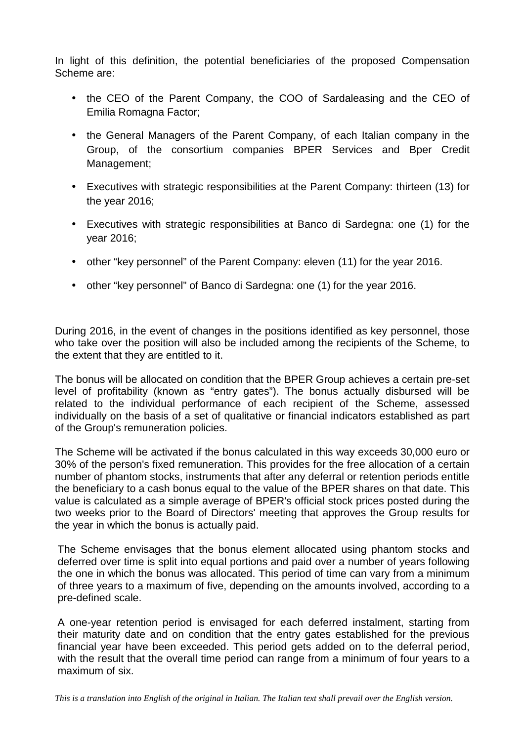In light of this definition, the potential beneficiaries of the proposed Compensation Scheme are:

- the CEO of the Parent Company, the COO of Sardaleasing and the CEO of Emilia Romagna Factor;
- the General Managers of the Parent Company, of each Italian company in the Group, of the consortium companies BPER Services and Bper Credit Management;
- Executives with strategic responsibilities at the Parent Company: thirteen (13) for the year 2016;
- Executives with strategic responsibilities at Banco di Sardegna: one (1) for the year 2016;
- other “key personnel” of the Parent Company: eleven (11) for the year 2016.
- other “key personnel” of Banco di Sardegna: one (1) for the year 2016.

During 2016, in the event of changes in the positions identified as key personnel, those who take over the position will also be included among the recipients of the Scheme, to the extent that they are entitled to it.

The bonus will be allocated on condition that the BPER Group achieves a certain pre-set level of profitability (known as “entry gates”). The bonus actually disbursed will be related to the individual performance of each recipient of the Scheme, assessed individually on the basis of a set of qualitative or financial indicators established as part of the Group's remuneration policies.

The Scheme will be activated if the bonus calculated in this way exceeds 30,000 euro or 30% of the person's fixed remuneration. This provides for the free allocation of a certain number of phantom stocks, instruments that after any deferral or retention periods entitle the beneficiary to a cash bonus equal to the value of the BPER shares on that date. This value is calculated as a simple average of BPER's official stock prices posted during the two weeks prior to the Board of Directors' meeting that approves the Group results for the year in which the bonus is actually paid.

The Scheme envisages that the bonus element allocated using phantom stocks and deferred over time is split into equal portions and paid over a number of years following the one in which the bonus was allocated. This period of time can vary from a minimum of three years to a maximum of five, depending on the amounts involved, according to a pre-defined scale.

A one-year retention period is envisaged for each deferred instalment, starting from their maturity date and on condition that the entry gates established for the previous financial year have been exceeded. This period gets added on to the deferral period, with the result that the overall time period can range from a minimum of four years to a maximum of six.

*This is a translation into English of the original in Italian. The Italian text shall prevail over the English version.*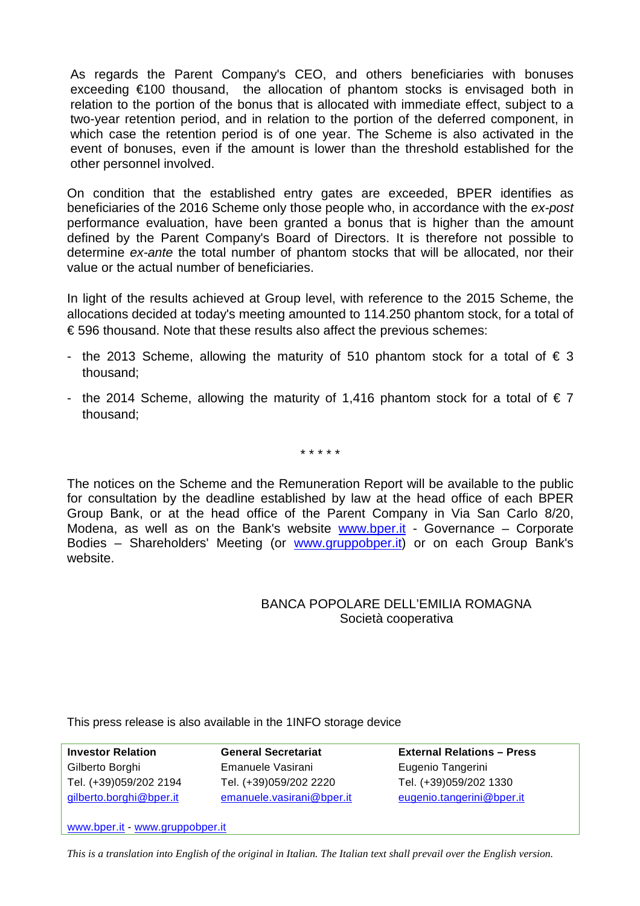As regards the Parent Company's CEO, and others beneficiaries with bonuses exceeding €100 thousand, the allocation of phantom stocks is envisaged both in relation to the portion of the bonus that is allocated with immediate effect, subject to a two-year retention period, and in relation to the portion of the deferred component, in which case the retention period is of one year. The Scheme is also activated in the event of bonuses, even if the amount is lower than the threshold established for the other personnel involved.

On condition that the established entry gates are exceeded, BPER identifies as beneficiaries of the 2016 Scheme only those people who, in accordance with the *ex-post* performance evaluation, have been granted a bonus that is higher than the amount defined by the Parent Company's Board of Directors. It is therefore not possible to determine *ex-ante* the total number of phantom stocks that will be allocated, nor their value or the actual number of beneficiaries.

In light of the results achieved at Group level, with reference to the 2015 Scheme, the allocations decided at today's meeting amounted to 114.250 phantom stock, for a total of € 596 thousand. Note that these results also affect the previous schemes:

- the 2013 Scheme, allowing the maturity of 510 phantom stock for a total of € 3 thousand;
- the 2014 Scheme, allowing the maturity of 1,416 phantom stock for a total of € 7 thousand;

\* \* \* \* \*

The notices on the Scheme and the Remuneration Report will be available to the public for consultation by the deadline established by law at the head office of each BPER Group Bank, or at the head office of the Parent Company in Via San Carlo 8/20, Modena, as well as on the Bank's website www.bper.it - Governance – Corporate Bodies – Shareholders' Meeting (or www.gruppobper.it) or on each Group Bank's website.

BANCA POPOLARE DELL'EMILIA ROMAGNA
Società cooperativa

This press release is also available in the 1INFO storage device

| **Investor Relation** | **General Secretariat** | **External Relations – Press** |
|---|---|---|
| Gilberto Borghi | Emanuele Vasirani | Eugenio Tangerini |
| Tel. (+39)059/202 2194 | Tel. (+39)059/202 2220 | Tel. (+39)059/202 1330 |
| gilberto.borghi@bper.it | emanuele.vasirani@bper.it | eugenio.tangerini@bper.it |

www.bper.it - www.gruppobper.it

*This is a translation into English of the original in Italian. The Italian text shall prevail over the English version.*